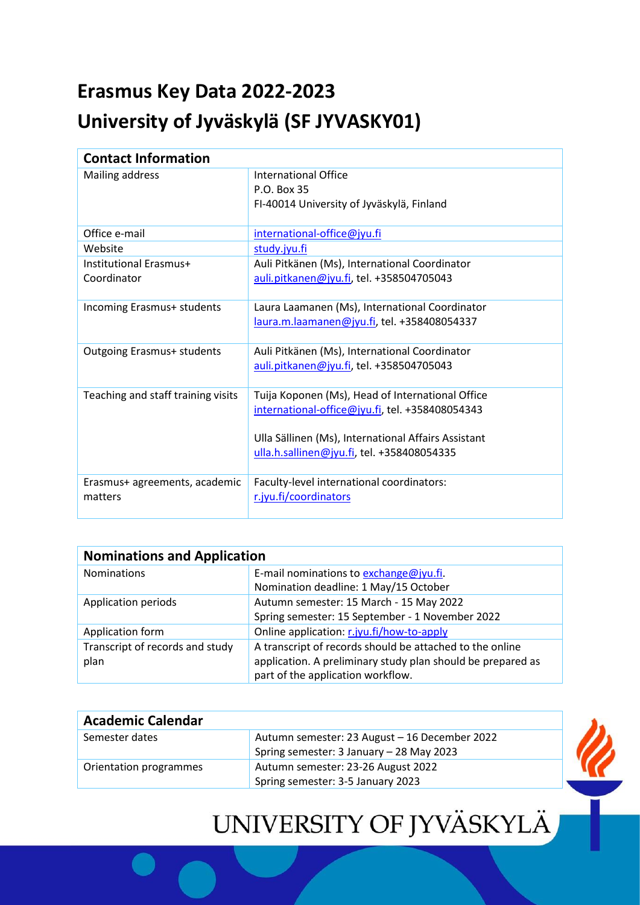# Erasmus Key Data 2022-2023

# University of Jyväskylä (SF JYVASKY01)

| Contact Information | |
|---|---|
| Mailing address | International Office<br>P.O. Box 35<br>FI-40014 University of Jyväskylä, Finland |
| Office e-mail | international-office@jyu.fi |
| Website | study.jyu.fi |
| Institutional Erasmus+ Coordinator | Auli Pitkänen (Ms), International Coordinator<br>auli.pitkanen@jyu.fi, tel. +358504705043 |
| Incoming Erasmus+ students | Laura Laamanen (Ms), International Coordinator<br>laura.m.laamanen@jyu.fi, tel. +358408054337 |
| Outgoing Erasmus+ students | Auli Pitkänen (Ms), International Coordinator<br>auli.pitkanen@jyu.fi, tel. +358504705043 |
| Teaching and staff training visits | Tuija Koponen (Ms), Head of International Office<br>international-office@jyu.fi, tel. +358408054343<br><br>Ulla Sällinen (Ms), International Affairs Assistant<br>ulla.h.sallinen@jyu.fi, tel. +358408054335 |
| Erasmus+ agreements, academic matters | Faculty-level international coordinators:<br>r.jyu.fi/coordinators |

| Nominations and Application | |
|---|---|
| Nominations | E-mail nominations to exchange@jyu.fi.<br>Nomination deadline: 1 May/15 October |
| Application periods | Autumn semester: 15 March - 15 May 2022<br>Spring semester: 15 September - 1 November 2022 |
| Application form | Online application: r.jyu.fi/how-to-apply |
| Transcript of records and study plan | A transcript of records should be attached to the online application. A preliminary study plan should be prepared as part of the application workflow. |

| Academic Calendar | |
|---|---|
| Semester dates | Autumn semester: 23 August – 16 December 2022<br>Spring semester: 3 January – 28 May 2023 |
| Orientation programmes | Autumn semester: 23-26 August 2022<br>Spring semester: 3-5 January 2023 |

UNIVERSITY OF JYVÄSKYLÄ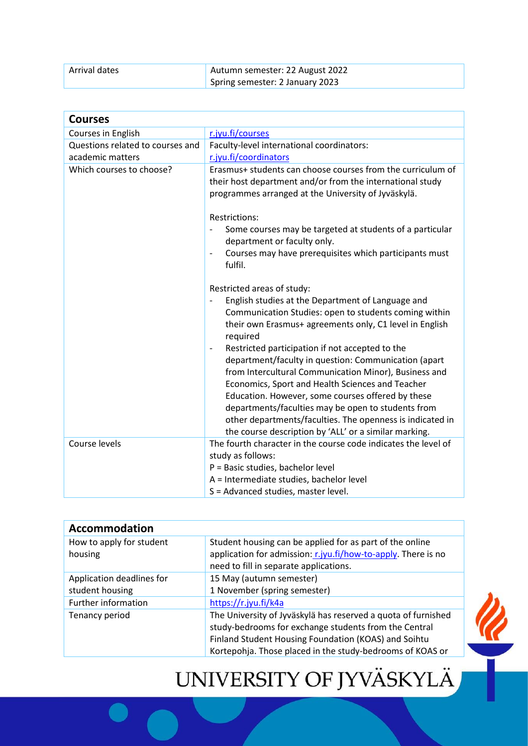| Arrival dates | Autumn semester: 22 August 2022<br>Spring semester: 2 January 2023 |
|---|---|

| **Courses** | |
|---|---|
| Courses in English | r.jyu.fi/courses |
| Questions related to courses and academic matters | Faculty-level international coordinators:<br>r.jyu.fi/coordinators |
| Which courses to choose? | Erasmus+ students can choose courses from the curriculum of their host department and/or from the international study programmes arranged at the University of Jyväskylä.<br><br>Restrictions:<br>- Some courses may be targeted at students of a particular department or faculty only.<br>- Courses may have prerequisites which participants must fulfil.<br><br>Restricted areas of study:<br>- English studies at the Department of Language and Communication Studies: open to students coming within their own Erasmus+ agreements only, C1 level in English required<br>- Restricted participation if not accepted to the department/faculty in question: Communication (apart from Intercultural Communication Minor), Business and Economics, Sport and Health Sciences and Teacher Education. However, some courses offered by these departments/faculties may be open to students from other departments/faculties. The openness is indicated in the course description by 'ALL' or a similar marking. |
| Course levels | The fourth character in the course code indicates the level of study as follows:<br>P = Basic studies, bachelor level<br>A = Intermediate studies, bachelor level<br>S = Advanced studies, master level. |

| **Accommodation** | |
|---|---|
| How to apply for student housing | Student housing can be applied for as part of the online application for admission: r.jyu.fi/how-to-apply. There is no need to fill in separate applications. |
| Application deadlines for student housing | 15 May (autumn semester)<br>1 November (spring semester) |
| Further information | https://r.jyu.fi/k4a |
| Tenancy period | The University of Jyväskylä has reserved a quota of furnished study-bedrooms for exchange students from the Central Finland Student Housing Foundation (KOAS) and Soihtu Kortepohja. Those placed in the study-bedrooms of KOAS or |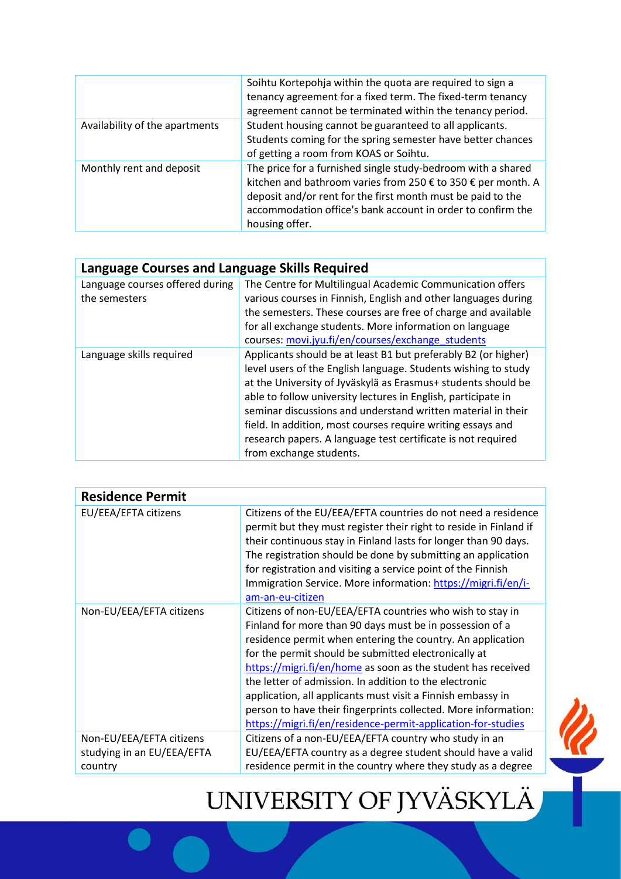| | |
|---|---|
| | Soihtu Kortepohja within the quota are required to sign a tenancy agreement for a fixed term. The fixed-term tenancy agreement cannot be terminated within the tenancy period. |
| Availability of the apartments | Student housing cannot be guaranteed to all applicants. Students coming for the spring semester have better chances of getting a room from KOAS or Soihtu. |
| Monthly rent and deposit | The price for a furnished single study-bedroom with a shared kitchen and bathroom varies from 250 € to 350 € per month. A deposit and/or rent for the first month must be paid to the accommodation office's bank account in order to confirm the housing offer. |

| **Language Courses and Language Skills Required** | |
|---|---|
| Language courses offered during the semesters | The Centre for Multilingual Academic Communication offers various courses in Finnish, English and other languages during the semesters. These courses are free of charge and available for all exchange students. More information on language courses: [movi.jyu.fi/en/courses/exchange_students](movi.jyu.fi/en/courses/exchange_students) |
| Language skills required | Applicants should be at least B1 but preferably B2 (or higher) level users of the English language. Students wishing to study at the University of Jyväskylä as Erasmus+ students should be able to follow university lectures in English, participate in seminar discussions and understand written material in their field. In addition, most courses require writing essays and research papers. A language test certificate is not required from exchange students. |

| **Residence Permit** | |
|---|---|
| EU/EEA/EFTA citizens | Citizens of the EU/EEA/EFTA countries do not need a residence permit but they must register their right to reside in Finland if their continuous stay in Finland lasts for longer than 90 days. The registration should be done by submitting an application for registration and visiting a service point of the Finnish Immigration Service. More information: [https://migri.fi/en/i-am-an-eu-citizen](https://migri.fi/en/i-am-an-eu-citizen) |
| Non-EU/EEA/EFTA citizens | Citizens of non-EU/EEA/EFTA countries who wish to stay in Finland for more than 90 days must be in possession of a residence permit when entering the country. An application for the permit should be submitted electronically at [https://migri.fi/en/home](https://migri.fi/en/home) as soon as the student has received the letter of admission. In addition to the electronic application, all applicants must visit a Finnish embassy in person to have their fingerprints collected. More information: [https://migri.fi/en/residence-permit-application-for-studies](https://migri.fi/en/residence-permit-application-for-studies) |
| Non-EU/EEA/EFTA citizens studying in an EU/EEA/EFTA country | Citizens of a non-EU/EEA/EFTA country who study in an EU/EEA/EFTA country as a degree student should have a valid residence permit in the country where they study as a degree |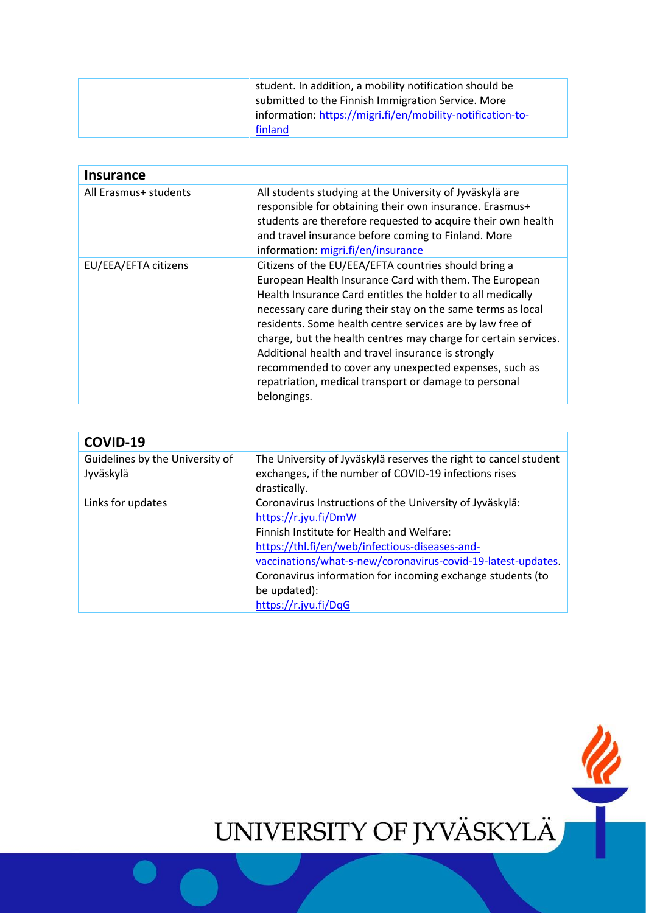| | |
|---|---|
| | student. In addition, a mobility notification should be submitted to the Finnish Immigration Service. More information: https://migri.fi/en/mobility-notification-to-finland |

| Insurance | |
|---|---|
| All Erasmus+ students | All students studying at the University of Jyväskylä are responsible for obtaining their own insurance. Erasmus+ students are therefore requested to acquire their own health and travel insurance before coming to Finland. More information: migri.fi/en/insurance |
| EU/EEA/EFTA citizens | Citizens of the EU/EEA/EFTA countries should bring a European Health Insurance Card with them. The European Health Insurance Card entitles the holder to all medically necessary care during their stay on the same terms as local residents. Some health centre services are by law free of charge, but the health centres may charge for certain services. Additional health and travel insurance is strongly recommended to cover any unexpected expenses, such as repatriation, medical transport or damage to personal belongings. |

| COVID-19 | |
|---|---|
| Guidelines by the University of Jyväskylä | The University of Jyväskylä reserves the right to cancel student exchanges, if the number of COVID-19 infections rises drastically. |
| Links for updates | Coronavirus Instructions of the University of Jyväskylä: https://r.jyu.fi/DmW<br>Finnish Institute for Health and Welfare: https://thl.fi/en/web/infectious-diseases-and-vaccinations/what-s-new/coronavirus-covid-19-latest-updates.<br>Coronavirus information for incoming exchange students (to be updated):<br>https://r.jyu.fi/DqG |